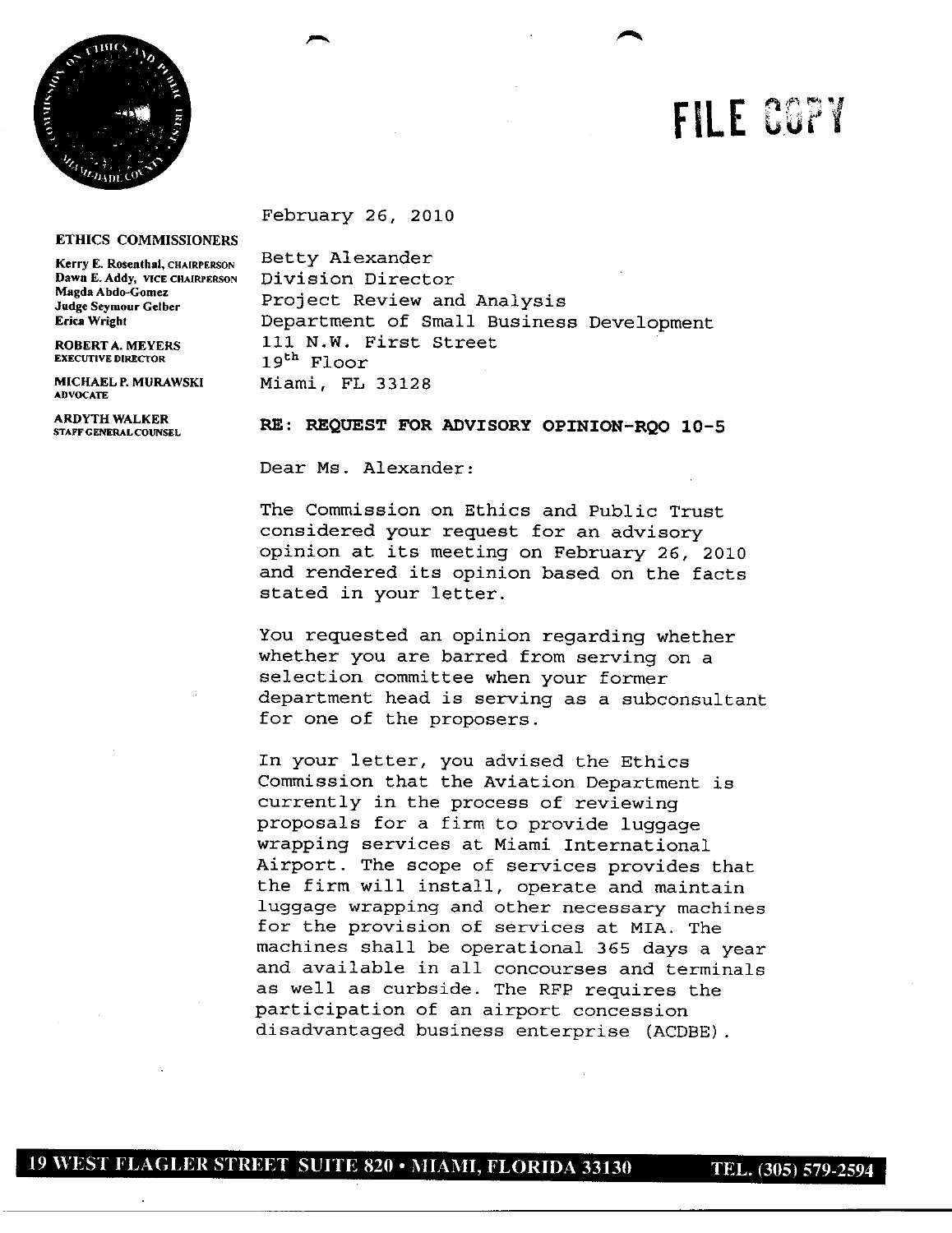FILE COPY

**ETHICS COMMISSIONERS**

Kerry E. Rosenthal, CHAIRPERSON
Dawn E. Addy, VICE CHAIRPERSON
Magda Abdo-Gomez
Judge Seymour Gelber
Erica Wright

ROBERT A. MEYERS
EXECUTIVE DIRECTOR

MICHAEL P. MURAWSKI
ADVOCATE

ARDYTH WALKER
STAFF GENERAL COUNSEL

February 26, 2010

Betty Alexander
Division Director
Project Review and Analysis
Department of Small Business Development
111 N.W. First Street
19th Floor
Miami, FL 33128

**RE: REQUEST FOR ADVISORY OPINION-RQO 10-5**

Dear Ms. Alexander:

The Commission on Ethics and Public Trust considered your request for an advisory opinion at its meeting on February 26, 2010 and rendered its opinion based on the facts stated in your letter.

You requested an opinion regarding whether whether you are barred from serving on a selection committee when your former department head is serving as a subconsultant for one of the proposers.

In your letter, you advised the Ethics Commission that the Aviation Department is currently in the process of reviewing proposals for a firm to provide luggage wrapping services at Miami International Airport. The scope of services provides that the firm will install, operate and maintain luggage wrapping and other necessary machines for the provision of services at MIA. The machines shall be operational 365 days a year and available in all concourses and terminals as well as curbside. The RFP requires the participation of an airport concession disadvantaged business enterprise (ACDBE).

19 WEST FLAGLER STREET SUITE 820 • MIAMI, FLORIDA 33130 TEL. (305) 579-2594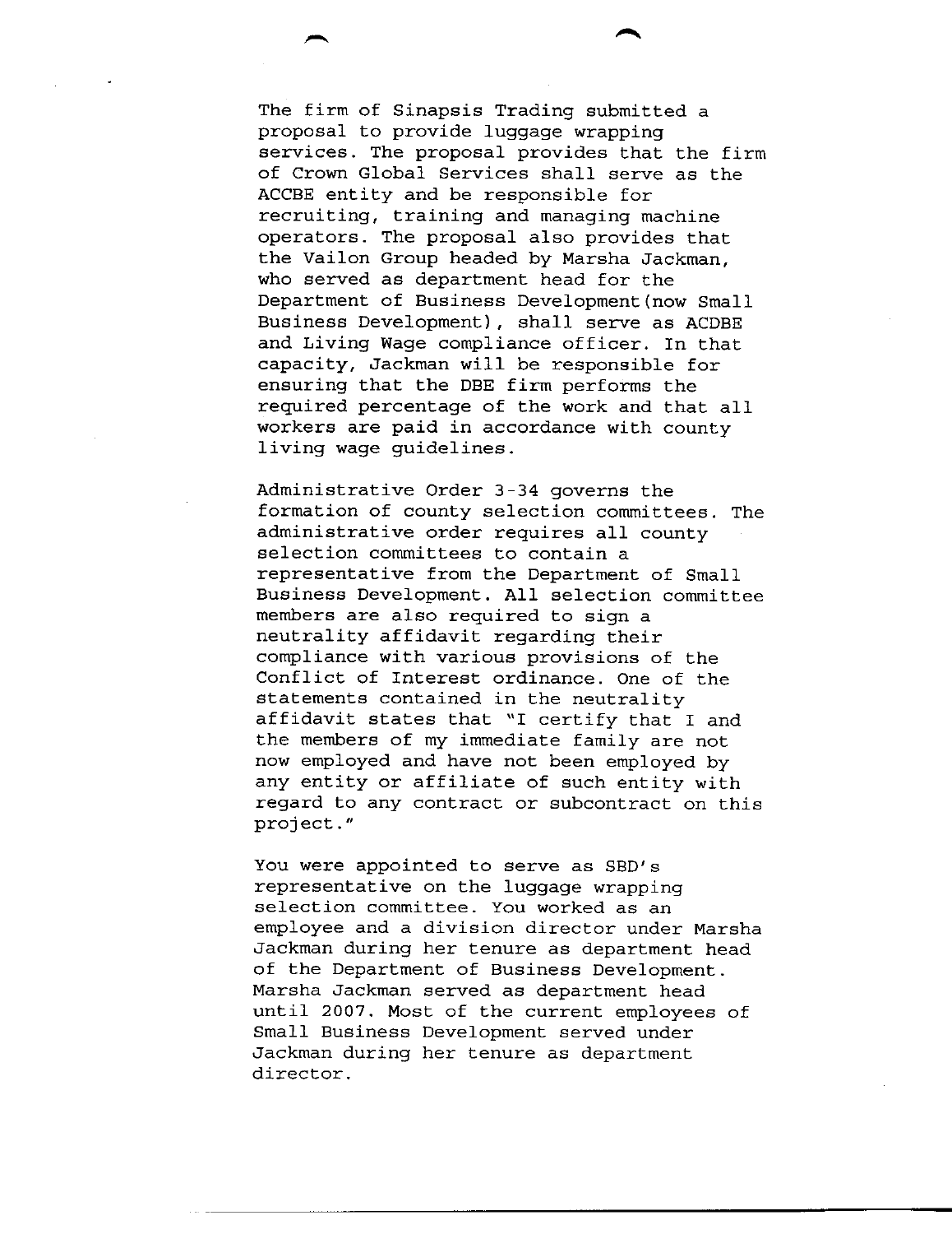The firm of Sinapsis Trading submitted a proposal to provide luggage wrapping services. The proposal provides that the firm of Crown Global Services shall serve as the ACCBE entity and be responsible for recruiting, training and managing machine operators. The proposal also provides that the Vailon Group headed by Marsha Jackman, who served as department head for the Department of Business Development(now Small Business Development), shall serve as ACDBE and Living Wage compliance officer. In that capacity, Jackman will be responsible for ensuring that the DBE firm performs the required percentage of the work and that all workers are paid in accordance with county living wage guidelines.

Administrative Order 3-34 governs the formation of county selection committees. The administrative order requires all county selection committees to contain a representative from the Department of Small Business Development. All selection committee members are also required to sign a neutrality affidavit regarding their compliance with various provisions of the Conflict of Interest ordinance. One of the statements contained in the neutrality affidavit states that "I certify that I and the members of my immediate family are not now employed and have not been employed by any entity or affiliate of such entity with regard to any contract or subcontract on this project."

You were appointed to serve as SBD's representative on the luggage wrapping selection committee. You worked as an employee and a division director under Marsha Jackman during her tenure as department head of the Department of Business Development. Marsha Jackman served as department head until 2007. Most of the current employees of Small Business Development served under Jackman during her tenure as department director.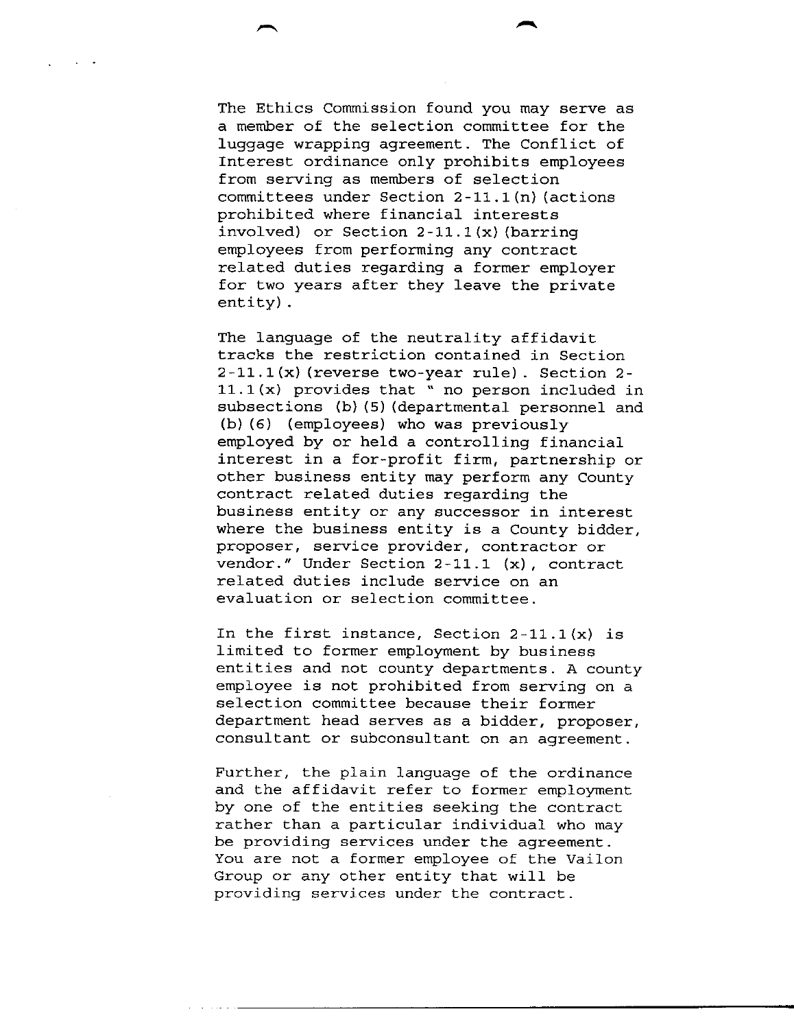The Ethics Commission found you may serve as a member of the selection committee for the luggage wrapping agreement. The Conflict of Interest ordinance only prohibits employees from serving as members of selection committees under Section 2-11.1(n) (actions prohibited where financial interests involved) or Section 2-11.1(x) (barring employees from performing any contract related duties regarding a former employer for two years after they leave the private entity).

The language of the neutrality affidavit tracks the restriction contained in Section 2-11.1(x) (reverse two-year rule). Section 2-11.1(x) provides that " no person included in subsections (b)(5) (departmental personnel and (b)(6) (employees) who was previously employed by or held a controlling financial interest in a for-profit firm, partnership or other business entity may perform any County contract related duties regarding the business entity or any successor in interest where the business entity is a County bidder, proposer, service provider, contractor or vendor." Under Section 2-11.1 (x), contract related duties include service on an evaluation or selection committee.

In the first instance, Section 2-11.1(x) is limited to former employment by business entities and not county departments. A county employee is not prohibited from serving on a selection committee because their former department head serves as a bidder, proposer, consultant or subconsultant on an agreement.

Further, the plain language of the ordinance and the affidavit refer to former employment by one of the entities seeking the contract rather than a particular individual who may be providing services under the agreement. You are not a former employee of the Vailon Group or any other entity that will be providing services under the contract.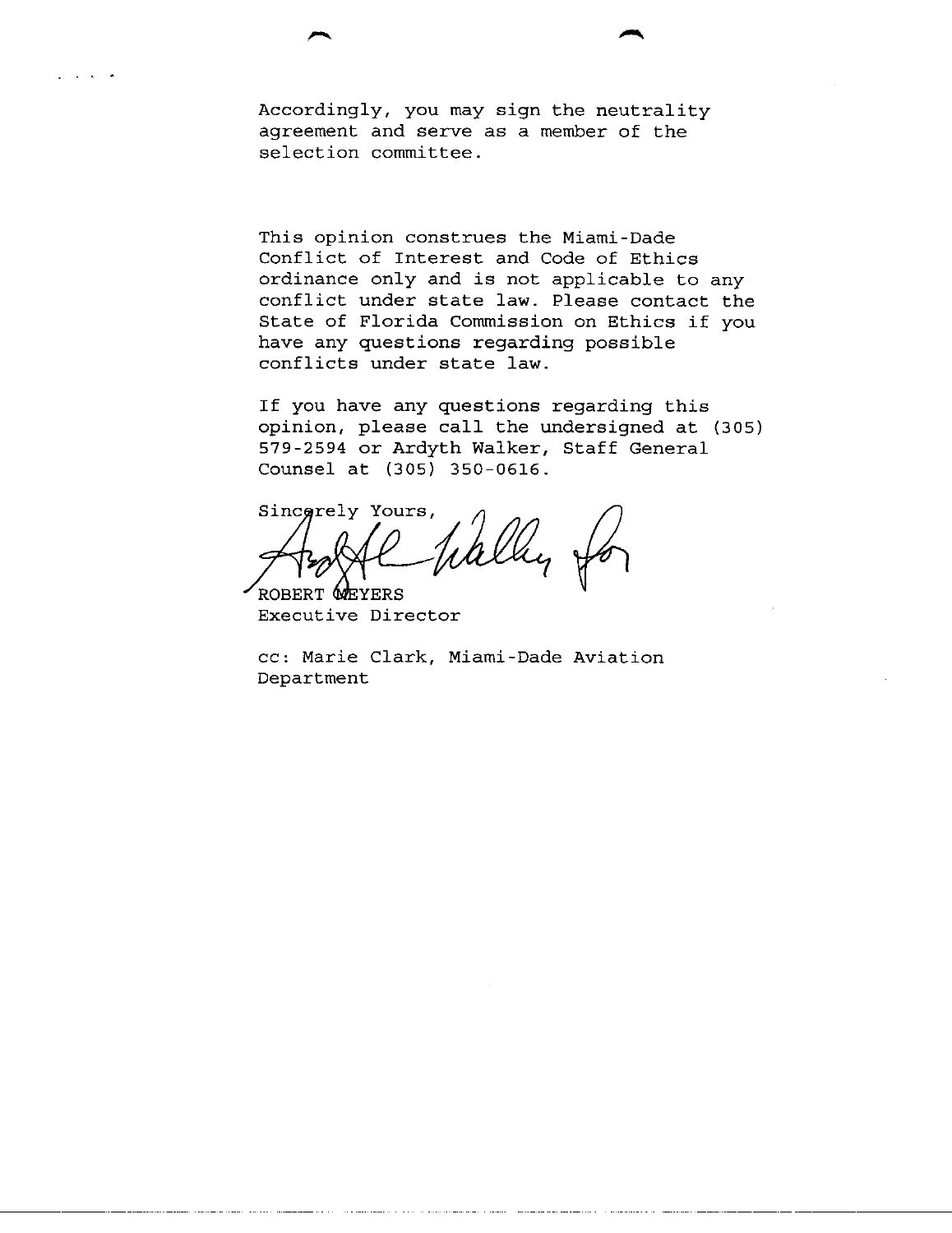Accordingly, you may sign the neutrality agreement and serve as a member of the selection committee.

This opinion construes the Miami-Dade Conflict of Interest and Code of Ethics ordinance only and is not applicable to any conflict under state law. Please contact the State of Florida Commission on Ethics if you have any questions regarding possible conflicts under state law.

If you have any questions regarding this opinion, please call the undersigned at (305) 579-2594 or Ardyth Walker, Staff General Counsel at (305) 350-0616.

Sincerely Yours,

Ardyth Walker for

ROBERT MEYERS
Executive Director

cc: Marie Clark, Miami-Dade Aviation Department